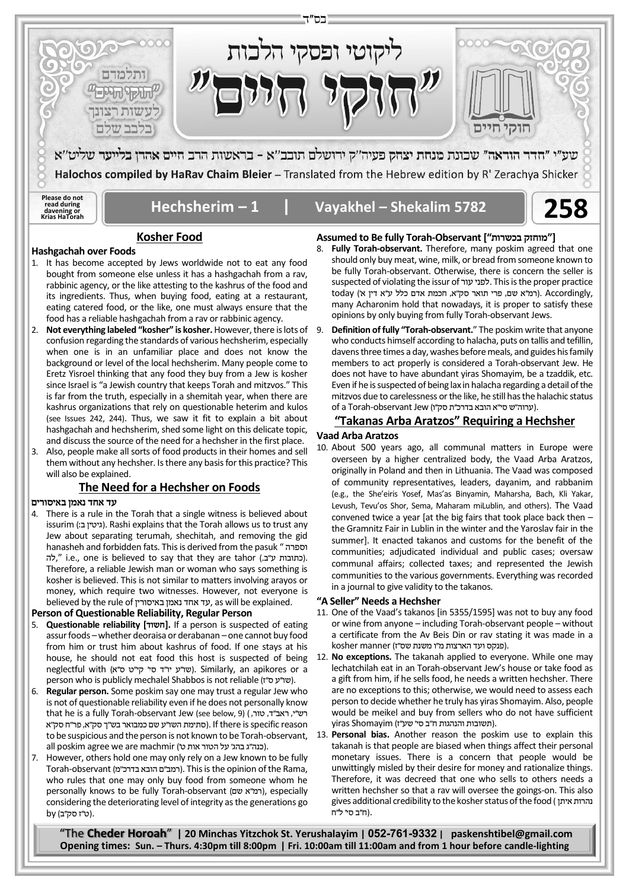בס"ד

# ליקוטי ופסקי הלכות "חוקי חיים"

ותלמדם "חוקי חיים" לעשות רצונך בלבב שלם

שע"י "הדר הוראה" שכונת מנחת יצחק פעיה"ק ירושלם תובב"א - בראשות הרב חיים אהרן בלייער שליט"א

Halochos compiled by HaRav Chaim Bleier – Translated from the Hebrew edition by R' Zerachya Shicker

Please do not read during davening or Krias HaTorah

## Hechsherim – 1 | Vayakhel – Shekalim 5782 | 258

## Kosher Food

### Hashgachah over Foods

1. It has become accepted by Jews worldwide not to eat any food bought from someone else unless it has a hashgachah from a rav, rabbinic agency, or the like attesting to the kashrus of the food and its ingredients. Thus, when buying food, eating at a restaurant, eating catered food, or the like, one must always ensure that the food has a reliable hashgachah from a rav or rabbinic agency.
2. **Not everything labeled "kosher" is kosher.** However, there is lots of confusion regarding the standards of various hechsherim, especially when one is in an unfamiliar place and does not know the background or level of the local hechsherim. Many people come to Eretz Yisroel thinking that any food they buy from a Jew is kosher since Israel is "a Jewish country that keeps Torah and mitzvos." This is far from the truth, especially in a shemitah year, when there are kashrus organizations that rely on questionable heterim and kulos (see Issues 242, 244). Thus, we saw it fit to explain a bit about hashgachah and hechsherim, shed some light on this delicate topic, and discuss the source of the need for a hechsher in the first place.
3. Also, people make all sorts of food products in their homes and sell them without any hechsher. Is there any basis for this practice? This will also be explained.

## The Need for a Hechsher on Foods

### עד אחד נאמן באיסורים

4. There is a rule in the Torah that a single witness is believed about issurim (גיטין ב:). Rashi explains that the Torah allows us to trust any Jew about separating terumah, shechitah, and removing the gid hanasheh and forbidden fats. This is derived from the pasuk "וספרה לה," i.e., one is believed to say that they are tahor (כתובות ע"ב.). Therefore, a reliable Jewish man or woman who says something is kosher is believed. This is not similar to matters involving arayos or money, which require two witnesses. However, not everyone is believed by the rule of עד אחד נאמן באיסורין, as will be explained.

### Person of Questionable Reliability, Regular Person

5. **Questionable reliability [חשוד].** If a person is suspected of eating assur foods – whether deoraisa or derabanan – one cannot buy food from him or trust him about kashrus of food. If one stays at his house, he should not eat food this host is suspected of being neglectful with (שו"ע יו"ד סי' קי"ט ס"א). Similarly, an apikores or a person who is publicly mechalel Shabbos is not reliable (שו"ע ס"ז).
6. **Regular person.** Some poskim say one may trust a regular Jew who is not of questionable reliability even if he does not personally know that he is a fully Torah-observant Jew (see below, 9) (רש"י, ראב"ד, טור, סתימת השו"ע שם כמבואר בש"ך סק"א, פר"ח סק"א). If there is specific reason to be suspicious and the person is not known to be Torah-observant, all poskim agree we are machmir (כנה"ג בהג' על הטור אות ט).
7. However, others hold one may only rely on a Jew known to be fully Torah-observant (רמב"ם הובא בדרכ"מ). This is the opinion of the Rama, who rules that one may only buy food from someone whom he personally knows to be fully Torah-observant (רמ"א שם), especially considering the deteriorating level of integrity as the generations go by (ט"ז סק"ב).

### Assumed to Be fully Torah-Observant ["מוחזק בכשרות"]

8. **Fully Torah-observant.** Therefore, many poskim agreed that one should only buy meat, wine, milk, or bread from someone known to be fully Torah-observant. Otherwise, there is concern the seller is suspected of violating the issur of לפני עור. This is the proper practice today (רמ"א שם, פרי תואר סק"א, חכמת אדם כלל ע"א דין א). Accordingly, many Acharonim hold that nowadays, it is proper to satisfy these opinions by only buying from fully Torah-observant Jews.
9. **Definition of fully "Torah-observant."** The poskim write that anyone who conducts himself according to halacha, puts on tallis and tefillin, davens three times a day, washes before meals, and guides his family members to act properly is considered a Torah-observant Jew. He does not have to have abundant yiras Shomayim, be a tzaddik, etc. Even if he is suspected of being lax in halacha regarding a detail of the mitzvos due to carelessness or the like, he still has the halachic status of a Torah-observant Jew (ערוה"ש סי"א הובא בדרכ"ת סק"ו).

## "Takanas Arba Aratzos" Requiring a Hechsher

### Vaad Arba Aratzos

10. About 500 years ago, all communal matters in Europe were overseen by a higher centralized body, the Vaad Arba Aratzos, originally in Poland and then in Lithuania. The Vaad was composed of community representatives, leaders, dayanim, and rabbanim (e.g., the She'eiris Yosef, Mas'as Binyamin, Maharsha, Bach, Kli Yakar, Levush, Tevu'os Shor, Sema, Maharam miLublin, and others). The Vaad convened twice a year [at the big fairs that took place back then – the Gramnitz Fair in Lublin in the winter and the Yaroslav fair in the summer]. It enacted takanos and customs for the benefit of the communities; adjudicated individual and public cases; oversaw communal affairs; collected taxes; and represented the Jewish communities to the various governments. Everything was recorded in a journal to give validity to the takanos.

### "A Seller" Needs a Hechsher

11. One of the Vaad's takanos [in 5355/1595] was not to buy any food or wine from anyone – including Torah-observant people – without a certificate from the Av Beis Din or rav stating it was made in a kosher manner (פנקס ועד הארצות מ"ו משנת שס"ז).
12. **No exceptions.** The takanah applied to everyone. While one may lechatchilah eat in an Torah-observant Jew's house or take food as a gift from him, if he sells food, he needs a written hechsher. There are no exceptions to this; otherwise, we would need to assess each person to decide whether he truly has yiras Shomayim. Also, people would be meikel and buy from sellers who do not have sufficient yiras Shomayim (תשובות והנהגות ח"ב סי' שע"ז).
13. **Personal bias.** Another reason the poskim use to explain this takanah is that people are biased when things affect their personal monetary issues. There is a concern that people would be unwittingly misled by their desire for money and rationalize things. Therefore, it was decreed that one who sells to others needs a written hechsher so that a rav will oversee the goings-on. This also gives additional credibility to the kosher status of the food (נהרות איתן ח"ב סי' ל"ח).

"The **Cheder Horoah**" | 20 Minchas Yitzchok St. Yerushalayim | 052-761-9332 | paskenshtibel@gmail.com
Opening times: Sun. – Thurs. 4:30pm till 8:00pm | Fri. 10:00am till 11:00am and from 1 hour before candle-lighting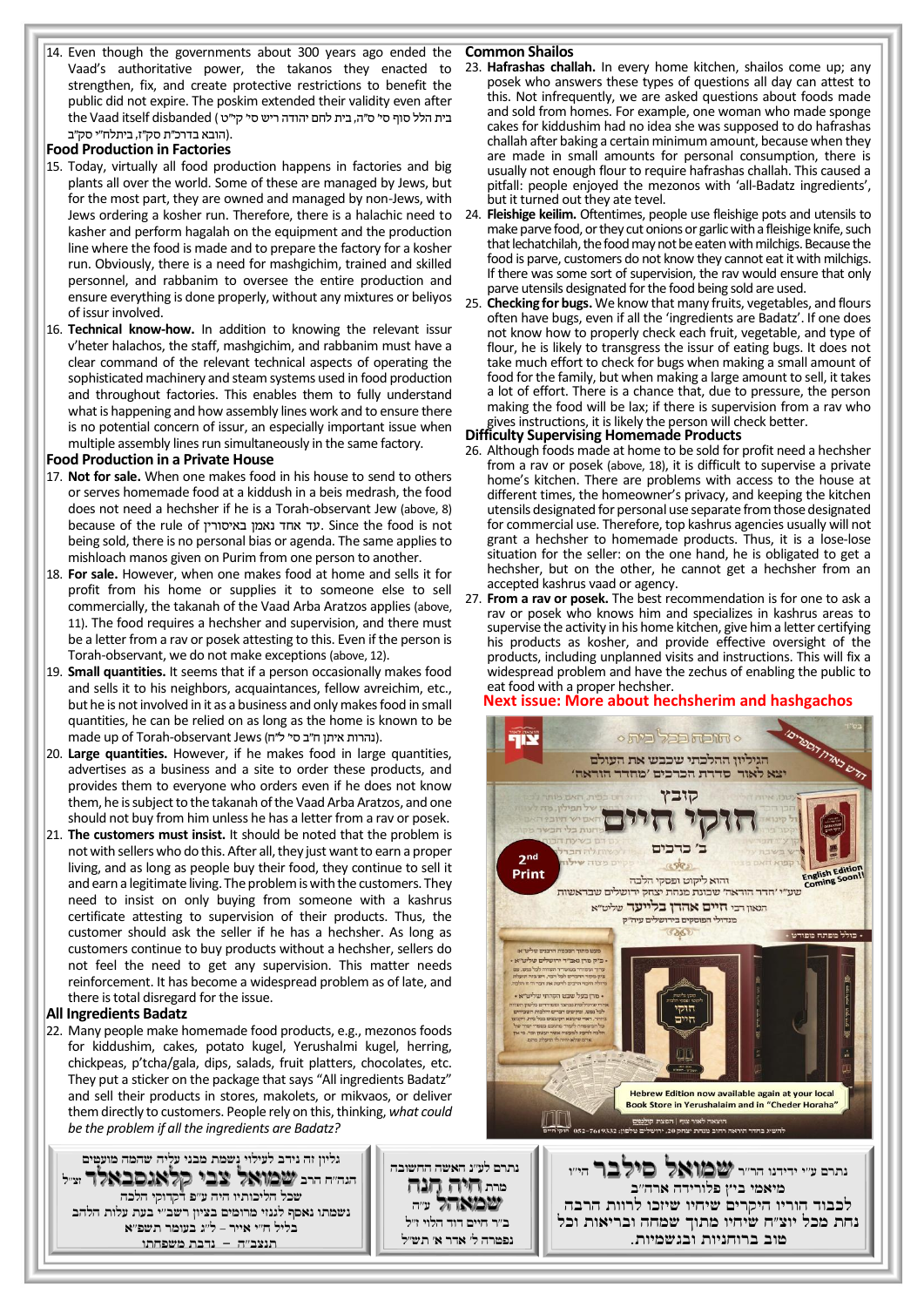14. Even though the governments about 300 years ago ended the Vaad's authoritative power, the takanos they enacted to strengthen, fix, and create protective restrictions to benefit the public did not expire. The poskim extended their validity even after the Vaad itself disbanded (בית הלל סוף סי' ס"ה, בית לחם יהודה ריש סי' קי"ט הובא בדרכ"ת סק"ז, ביתלח"י סק"ב).

### Food Production in Factories

15. Today, virtually all food production happens in factories and big plants all over the world. Some of these are managed by Jews, but for the most part, they are owned and managed by non-Jews, with Jews ordering a kosher run. Therefore, there is a halachic need to kasher and perform hagalah on the equipment and the production line where the food is made and to prepare the factory for a kosher run. Obviously, there is a need for mashgichim, trained and skilled personnel, and rabbanim to oversee the entire production and ensure everything is done properly, without any mixtures or beliyos of issur involved.
16. **Technical know-how.** In addition to knowing the relevant issur v'heter halachos, the staff, mashgichim, and rabbanim must have a clear command of the relevant technical aspects of operating the sophisticated machinery and steam systems used in food production and throughout factories. This enables them to fully understand what is happening and how assembly lines work and to ensure there is no potential concern of issur, an especially important issue when multiple assembly lines run simultaneously in the same factory.

### Food Production in a Private House

17. **Not for sale.** When one makes food in his house to send to others or serves homemade food at a kiddush in a beis medrash, the food does not need a hechsher if he is a Torah-observant Jew (above, 8) because of the rule of עד אחד נאמן באיסורין. Since the food is not being sold, there is no personal bias or agenda. The same applies to mishloach manos given on Purim from one person to another.
18. **For sale.** However, when one makes food at home and sells it for profit from his home or supplies it to someone else to sell commercially, the takanah of the Vaad Arba Aratzos applies (above, 11). The food requires a hechsher and supervision, and there must be a letter from a rav or posek attesting to this. Even if the person is Torah-observant, we do not make exceptions (above, 12).
19. **Small quantities.** It seems that if a person occasionally makes food and sells it to his neighbors, acquaintances, fellow avreichim, etc., but he is not involved in it as a business and only makes food in small quantities, he can be relied on as long as the home is known to be made up of Torah-observant Jews (נהרות איתן ח"ב סי' ל"ח).
20. **Large quantities.** However, if he makes food in large quantities, advertises as a business and a site to order these products, and provides them to everyone who orders even if he does not know them, he is subject to the takanah of the Vaad Arba Aratzos, and one should not buy from him unless he has a letter from a rav or posek.
21. **The customers must insist.** It should be noted that the problem is not with sellers who do this. After all, they just want to earn a proper living, and as long as people buy their food, they continue to sell it and earn a legitimate living. The problem is with the customers. They need to insist on only buying from someone with a kashrus certificate attesting to supervision of their products. Thus, the customer should ask the seller if he has a hechsher. As long as customers continue to buy products without a hechsher, sellers do not feel the need to get any supervision. This matter needs reinforcement. It has become a widespread problem as of late, and there is total disregard for the issue.

### All Ingredients Badatz

22. Many people make homemade food products, e.g., mezonos foods for kiddushim, cakes, potato kugel, Yerushalmi kugel, herring, chickpeas, p'tcha/gala, dips, salads, fruit platters, chocolates, etc. They put a sticker on the package that says "All ingredients Badatz" and sell their products in stores, makolets, or mikvaos, or deliver them directly to customers. People rely on this, thinking, *what could be the problem if all the ingredients are Badatz?*

### Common Shailos

23. **Hafrashas challah.** In every home kitchen, shailos come up; any posek who answers these types of questions all day can attest to this. Not infrequently, we are asked questions about foods made and sold from homes. For example, one woman who made sponge cakes for kiddushim had no idea she was supposed to do hafrashas challah after baking a certain minimum amount, because when they are made in small amounts for personal consumption, there is usually not enough flour to require hafrashas challah. This caused a pitfall: people enjoyed the mezonos with 'all-Badatz ingredients', but it turned out they ate tevel.
24. **Fleishige keilim.** Oftentimes, people use fleishige pots and utensils to make parve food, or they cut onions or garlic with a fleishige knife, such that lechatchilah, the food may not be eaten with milchigs. Because the food is parve, customers do not know they cannot eat it with milchigs. If there was some sort of supervision, the rav would ensure that only parve utensils designated for the food being sold are used.
25. **Checking for bugs.** We know that many fruits, vegetables, and flours often have bugs, even if all the 'ingredients are Badatz'. If one does not know how to properly check each fruit, vegetable, and type of flour, he is likely to transgress the issur of eating bugs. It does not take much effort to check for bugs when making a small amount of food for the family, but when making a large amount to sell, it takes a lot of effort. There is a chance that, due to pressure, the person making the food will be lax; if there is supervision from a rav who gives instructions, it is likely the person will check better.

### Difficulty Supervising Homemade Products

26. Although foods made at home to be sold for profit need a hechsher from a rav or posek (above, 18), it is difficult to supervise a private home's kitchen. There are problems with access to the house at different times, the homeowner's privacy, and keeping the kitchen utensils designated for personal use separate from those designated for commercial use. Therefore, top kashrus agencies usually will not grant a hechsher to homemade products. Thus, it is a lose-lose situation for the seller: on the one hand, he is obligated to get a hechsher, but on the other, he cannot get a hechsher from an accepted kashrus vaad or agency.
27. **From a rav or posek.** The best recommendation is for one to ask a rav or posek who knows him and specializes in kashrus areas to supervise the activity in his home kitchen, give him a letter certifying his products as kosher, and provide effective oversight of the products, including unplanned visits and instructions. This will fix a widespread problem and have the zechus of enabling the public to eat food with a proper hechsher.

**Next issue: More about hechsherim and hashgachos**

◊ הוראה בכל בית ◊

הגליון ההלכתי שכבש את העולם

יצא לאור סדרת הספרים 'מחדר הוראה'

קובץ

חוקי חיים

ב' כרכים

2nd Print

English Edition Coming Soon!!

Hebrew Edition now available again at your local Book Store in Yerushalaim and in "Cheder Horaha"

גליון זה נידב לעילוי נשמת מבני עליה שהמה מועטים

הנה"ח הרב שמואל צבי קלאגסבאלד זצ"ל

נשמתו נאספה לגנזי מרומים בציון רשב"י בעת עלות תלהבה

בליל ח"י אייר – ל"ג בעומר תשפ"א

תנצב"ה – נדבת משפחתו

נתרם לע"נ האשה החשובה

מרת חיה חנה שמואל ע"ה

ב"ר חיים דוד הלוי ז"ל

נפטרה ל' אדר א' תשי"ד

נתרם ע"י ידידנו הרה"ר שמואל סילבר הי"ו

מיאמי ביץ' פלורידה ארה"ב

לכבוד הוריו היקרים שיחיו שיזכו לרוות הרבה נחת מכל יוצ"ח שיחיו מתוך שמחה ובריאות וכל טוב ברוחניות ובגשמיות.